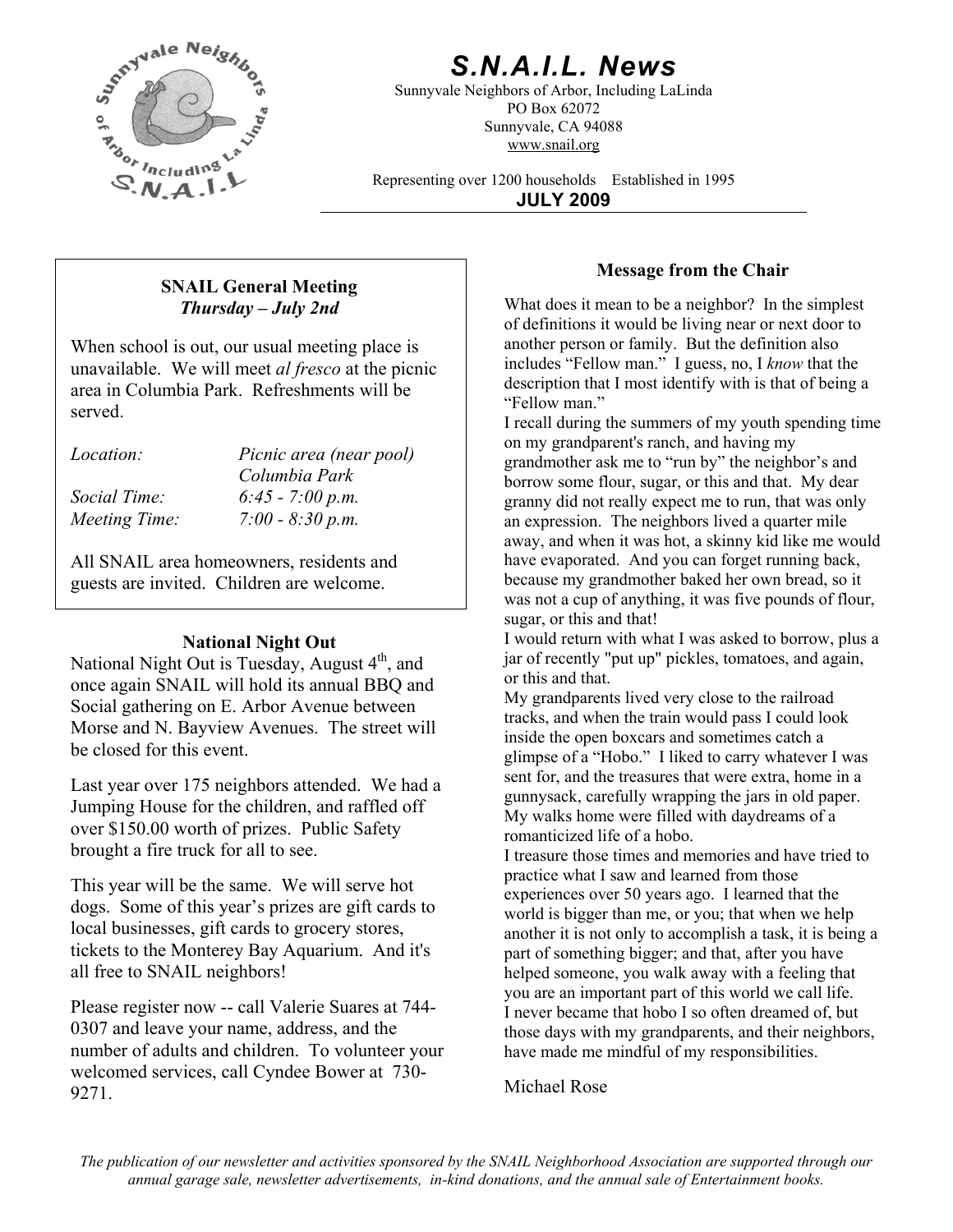# S.N.A.I.L. News

Sunnyvale Neighbors of Arbor, Including LaLinda
PO Box 62072
Sunnyvale, CA 94088
www.snail.org

Representing over 1200 households    Established in 1995

**JULY 2009**

## SNAIL General Meeting

***Thursday – July 2nd***

When school is out, our usual meeting place is unavailable. We will meet *al fresco* at the picnic area in Columbia Park. Refreshments will be served.

| | |
|---|---|
| *Location:* | *Picnic area (near pool) Columbia Park* |
| *Social Time:* | *6:45 - 7:00 p.m.* |
| *Meeting Time:* | *7:00 - 8:30 p.m.* |

All SNAIL area homeowners, residents and guests are invited. Children are welcome.

## National Night Out

National Night Out is Tuesday, August 4th, and once again SNAIL will hold its annual BBQ and Social gathering on E. Arbor Avenue between Morse and N. Bayview Avenues. The street will be closed for this event.

Last year over 175 neighbors attended. We had a Jumping House for the children, and raffled off over $150.00 worth of prizes. Public Safety brought a fire truck for all to see.

This year will be the same. We will serve hot dogs. Some of this year's prizes are gift cards to local businesses, gift cards to grocery stores, tickets to the Monterey Bay Aquarium. And it's all free to SNAIL neighbors!

Please register now -- call Valerie Suares at 744-0307 and leave your name, address, and the number of adults and children. To volunteer your welcomed services, call Cyndee Bower at 730-9271.

## Message from the Chair

What does it mean to be a neighbor? In the simplest of definitions it would be living near or next door to another person or family. But the definition also includes "Fellow man." I guess, no, I *know* that the description that I most identify with is that of being a "Fellow man."

I recall during the summers of my youth spending time on my grandparent's ranch, and having my grandmother ask me to "run by" the neighbor's and borrow some flour, sugar, or this and that. My dear granny did not really expect me to run, that was only an expression. The neighbors lived a quarter mile away, and when it was hot, a skinny kid like me would have evaporated. And you can forget running back, because my grandmother baked her own bread, so it was not a cup of anything, it was five pounds of flour, sugar, or this and that!

I would return with what I was asked to borrow, plus a jar of recently "put up" pickles, tomatoes, and again, or this and that.

My grandparents lived very close to the railroad tracks, and when the train would pass I could look inside the open boxcars and sometimes catch a glimpse of a "Hobo." I liked to carry whatever I was sent for, and the treasures that were extra, home in a gunnysack, carefully wrapping the jars in old paper. My walks home were filled with daydreams of a romanticized life of a hobo.

I treasure those times and memories and have tried to practice what I saw and learned from those experiences over 50 years ago. I learned that the world is bigger than me, or you; that when we help another it is not only to accomplish a task, it is being a part of something bigger; and that, after you have helped someone, you walk away with a feeling that you are an important part of this world we call life.

I never became that hobo I so often dreamed of, but those days with my grandparents, and their neighbors, have made me mindful of my responsibilities.

Michael Rose

*The publication of our newsletter and activities sponsored by the SNAIL Neighborhood Association are supported through our annual garage sale, newsletter advertisements, in-kind donations, and the annual sale of Entertainment books.*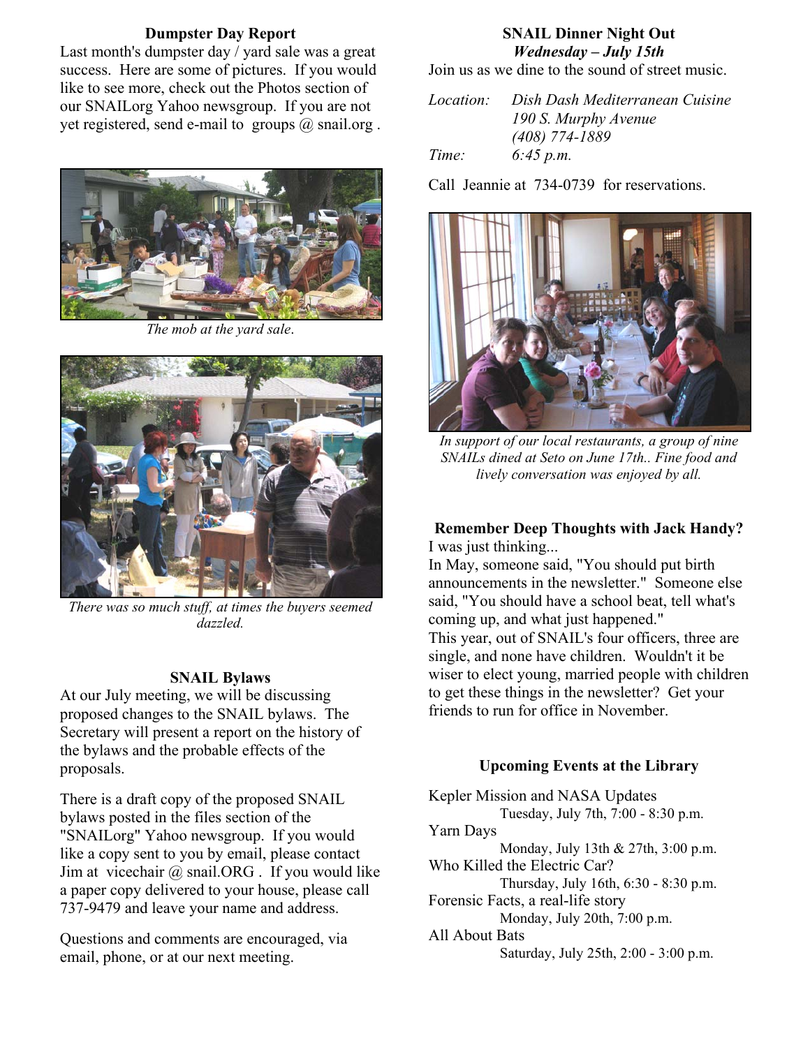### Dumpster Day Report

Last month's dumpster day / yard sale was a great success. Here are some of pictures. If you would like to see more, check out the Photos section of our SNAILorg Yahoo newsgroup. If you are not yet registered, send e-mail to groups @ snail.org .

*The mob at the yard sale.*

*There was so much stuff, at times the buyers seemed dazzled.*

### SNAIL Bylaws

At our July meeting, we will be discussing proposed changes to the SNAIL bylaws. The Secretary will present a report on the history of the bylaws and the probable effects of the proposals.

There is a draft copy of the proposed SNAIL bylaws posted in the files section of the "SNAILorg" Yahoo newsgroup. If you would like a copy sent to you by email, please contact Jim at vicechair @ snail.ORG . If you would like a paper copy delivered to your house, please call 737-9479 and leave your name and address.

Questions and comments are encouraged, via email, phone, or at our next meeting.

### SNAIL Dinner Night Out
***Wednesday – July 15th***

Join us as we dine to the sound of street music.

*Location:* *Dish Dash Mediterranean Cuisine*
*190 S. Murphy Avenue*
*(408) 774-1889*

*Time:* *6:45 p.m.*

Call Jeannie at 734-0739 for reservations.

*In support of our local restaurants, a group of nine SNAILs dined at Seto on June 17th.. Fine food and lively conversation was enjoyed by all.*

### Remember Deep Thoughts with Jack Handy?

I was just thinking...
In May, someone said, "You should put birth announcements in the newsletter." Someone else said, "You should have a school beat, tell what's coming up, and what just happened."
This year, out of SNAIL's four officers, three are single, and none have children. Wouldn't it be wiser to elect young, married people with children to get these things in the newsletter? Get your friends to run for office in November.

### Upcoming Events at the Library

Kepler Mission and NASA Updates
Tuesday, July 7th, 7:00 - 8:30 p.m.

Yarn Days
Monday, July 13th & 27th, 3:00 p.m.

Who Killed the Electric Car?
Thursday, July 16th, 6:30 - 8:30 p.m.

Forensic Facts, a real-life story
Monday, July 20th, 7:00 p.m.

All About Bats
Saturday, July 25th, 2:00 - 3:00 p.m.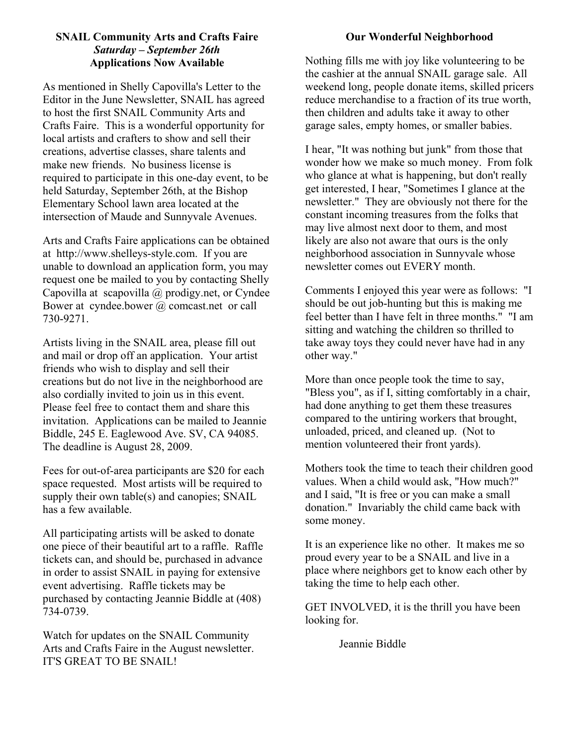## SNAIL Community Arts and Crafts Faire

***Saturday – September 26th***

**Applications Now Available**

As mentioned in Shelly Capovilla's Letter to the Editor in the June Newsletter, SNAIL has agreed to host the first SNAIL Community Arts and Crafts Faire. This is a wonderful opportunity for local artists and crafters to show and sell their creations, advertise classes, share talents and make new friends. No business license is required to participate in this one-day event, to be held Saturday, September 26th, at the Bishop Elementary School lawn area located at the intersection of Maude and Sunnyvale Avenues.

Arts and Crafts Faire applications can be obtained at http://www.shelleys-style.com. If you are unable to download an application form, you may request one be mailed to you by contacting Shelly Capovilla at scapovilla @ prodigy.net, or Cyndee Bower at cyndee.bower @ comcast.net or call 730-9271.

Artists living in the SNAIL area, please fill out and mail or drop off an application. Your artist friends who wish to display and sell their creations but do not live in the neighborhood are also cordially invited to join us in this event. Please feel free to contact them and share this invitation. Applications can be mailed to Jeannie Biddle, 245 E. Eaglewood Ave. SV, CA 94085. The deadline is August 28, 2009.

Fees for out-of-area participants are $20 for each space requested. Most artists will be required to supply their own table(s) and canopies; SNAIL has a few available.

All participating artists will be asked to donate one piece of their beautiful art to a raffle. Raffle tickets can, and should be, purchased in advance in order to assist SNAIL in paying for extensive event advertising. Raffle tickets may be purchased by contacting Jeannie Biddle at (408) 734-0739.

Watch for updates on the SNAIL Community Arts and Crafts Faire in the August newsletter. IT'S GREAT TO BE SNAIL!

## Our Wonderful Neighborhood

Nothing fills me with joy like volunteering to be the cashier at the annual SNAIL garage sale. All weekend long, people donate items, skilled pricers reduce merchandise to a fraction of its true worth, then children and adults take it away to other garage sales, empty homes, or smaller babies.

I hear, "It was nothing but junk" from those that wonder how we make so much money. From folk who glance at what is happening, but don't really get interested, I hear, "Sometimes I glance at the newsletter." They are obviously not there for the constant incoming treasures from the folks that may live almost next door to them, and most likely are also not aware that ours is the only neighborhood association in Sunnyvale whose newsletter comes out EVERY month.

Comments I enjoyed this year were as follows: "I should be out job-hunting but this is making me feel better than I have felt in three months." "I am sitting and watching the children so thrilled to take away toys they could never have had in any other way."

More than once people took the time to say, "Bless you", as if I, sitting comfortably in a chair, had done anything to get them these treasures compared to the untiring workers that brought, unloaded, priced, and cleaned up. (Not to mention volunteered their front yards).

Mothers took the time to teach their children good values. When a child would ask, "How much?" and I said, "It is free or you can make a small donation." Invariably the child came back with some money.

It is an experience like no other. It makes me so proud every year to be a SNAIL and live in a place where neighbors get to know each other by taking the time to help each other.

GET INVOLVED, it is the thrill you have been looking for.

Jeannie Biddle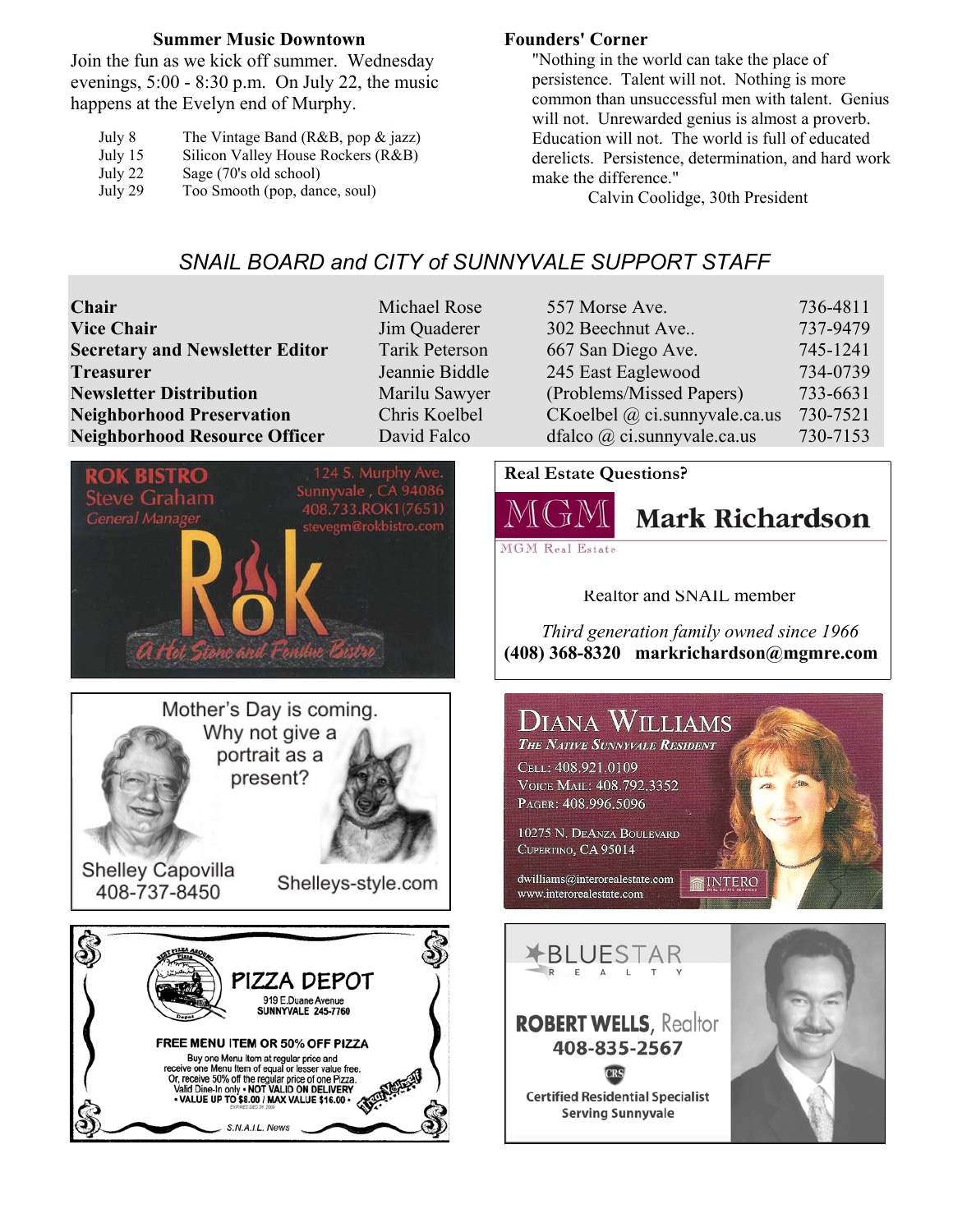**Summer Music Downtown**

Join the fun as we kick off summer. Wednesday evenings, 5:00 - 8:30 p.m. On July 22, the music happens at the Evelyn end of Murphy.

| | |
|---|---|
| July 8 | The Vintage Band (R&B, pop & jazz) |
| July 15 | Silicon Valley House Rockers (R&B) |
| July 22 | Sage (70's old school) |
| July 29 | Too Smooth (pop, dance, soul) |

**Founders' Corner**

"Nothing in the world can take the place of persistence. Talent will not. Nothing is more common than unsuccessful men with talent. Genius will not. Unrewarded genius is almost a proverb. Education will not. The world is full of educated derelicts. Persistence, determination, and hard work make the difference."

Calvin Coolidge, 30th President

## *SNAIL BOARD and CITY of SUNNYVALE SUPPORT STAFF*

| | | | |
|---|---|---|---|
| **Chair** | Michael Rose | 557 Morse Ave. | 736-4811 |
| **Vice Chair** | Jim Quaderer | 302 Beechnut Ave.. | 737-9479 |
| **Secretary and Newsletter Editor** | Tarik Peterson | 667 San Diego Ave. | 745-1241 |
| **Treasurer** | Jeannie Biddle | 245 East Eaglewood | 734-0739 |
| **Newsletter Distribution** | Marilu Sawyer | (Problems/Missed Papers) | 733-6631 |
| **Neighborhood Preservation** | Chris Koelbel | CKoelbel @ ci.sunnyvale.ca.us | 730-7521 |
| **Neighborhood Resource Officer** | David Falco | dfalco @ ci.sunnyvale.ca.us | 730-7153 |

ROK BISTRO
Steve Graham
General Manager
124 S. Murphy Ave.
Sunnyvale, CA 94086
408.733.ROK1(7651)
stevegm@rokbistro.com
A Hot Stone and Fondue Bistro

**Real Estate Questions?**

MGM **Mark Richardson**
MGM Real Estate

Realtor and SNAIL member

*Third generation family owned since 1966*

**(408) 368-8320 markrichardson@mgmre.com**

Mother's Day is coming. Why not give a portrait as a present?

Shelley Capovilla
408-737-8450
Shelleys-style.com

DIANA WILLIAMS
*THE NATIVE SUNNYVALE RESIDENT*
CELL: 408.921.0109
VOICE MAIL: 408.792.3352
PAGER: 408.996.5096
10275 N. DEANZA BOULEVARD
CUPERTINO, CA 95014
dwilliams@interorealestate.com
www.interorealestate.com
INTERO

PIZZA DEPOT
919 E.Duane Avenue
SUNNYVALE 245-7760

**FREE MENU ITEM OR 50% OFF PIZZA**

Buy one Menu Item at regular price and receive one Menu Item of equal or lesser value free. Or, receive 50% off the regular price of one Pizza. Valid Dine-In only • NOT VALID ON DELIVERY • VALUE UP TO $8.00 / MAX VALUE $16.00 •

S.N.A.I.L. News

BLUESTAR REALTY
**ROBERT WELLS**, Realtor
**408-835-2567**
CRS
**Certified Residential Specialist**
**Serving Sunnyvale**